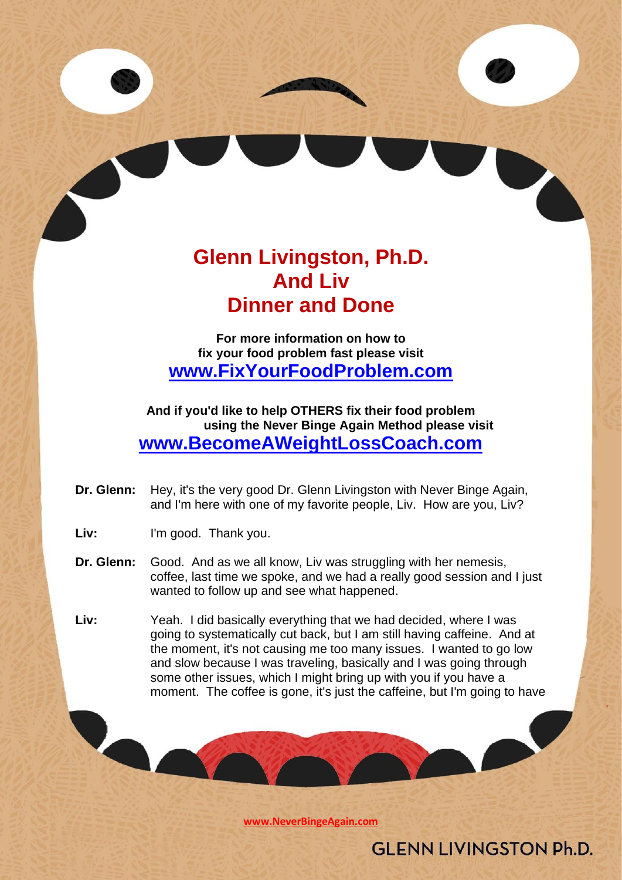# Glenn Livingston, Ph.D.
# And Liv
# Dinner and Done

**For more information on how to fix your food problem fast please visit**
**[www.FixYourFoodProblem.com](http://www.FixYourFoodProblem.com)**

**And if you'd like to help OTHERS fix their food problem using the Never Binge Again Method please visit**
**[www.BecomeAWeightLossCoach.com](http://www.BecomeAWeightLossCoach.com)**

**Dr. Glenn:** Hey, it's the very good Dr. Glenn Livingston with Never Binge Again, and I'm here with one of my favorite people, Liv. How are you, Liv?

**Liv:** I'm good. Thank you.

**Dr. Glenn:** Good. And as we all know, Liv was struggling with her nemesis, coffee, last time we spoke, and we had a really good session and I just wanted to follow up and see what happened.

**Liv:** Yeah. I did basically everything that we had decided, where I was going to systematically cut back, but I am still having caffeine. And at the moment, it's not causing me too many issues. I wanted to go low and slow because I was traveling, basically and I was going through some other issues, which I might bring up with you if you have a moment. The coffee is gone, it's just the caffeine, but I'm going to have

www.NeverBingeAgain.com

GLENN LIVINGSTON Ph.D.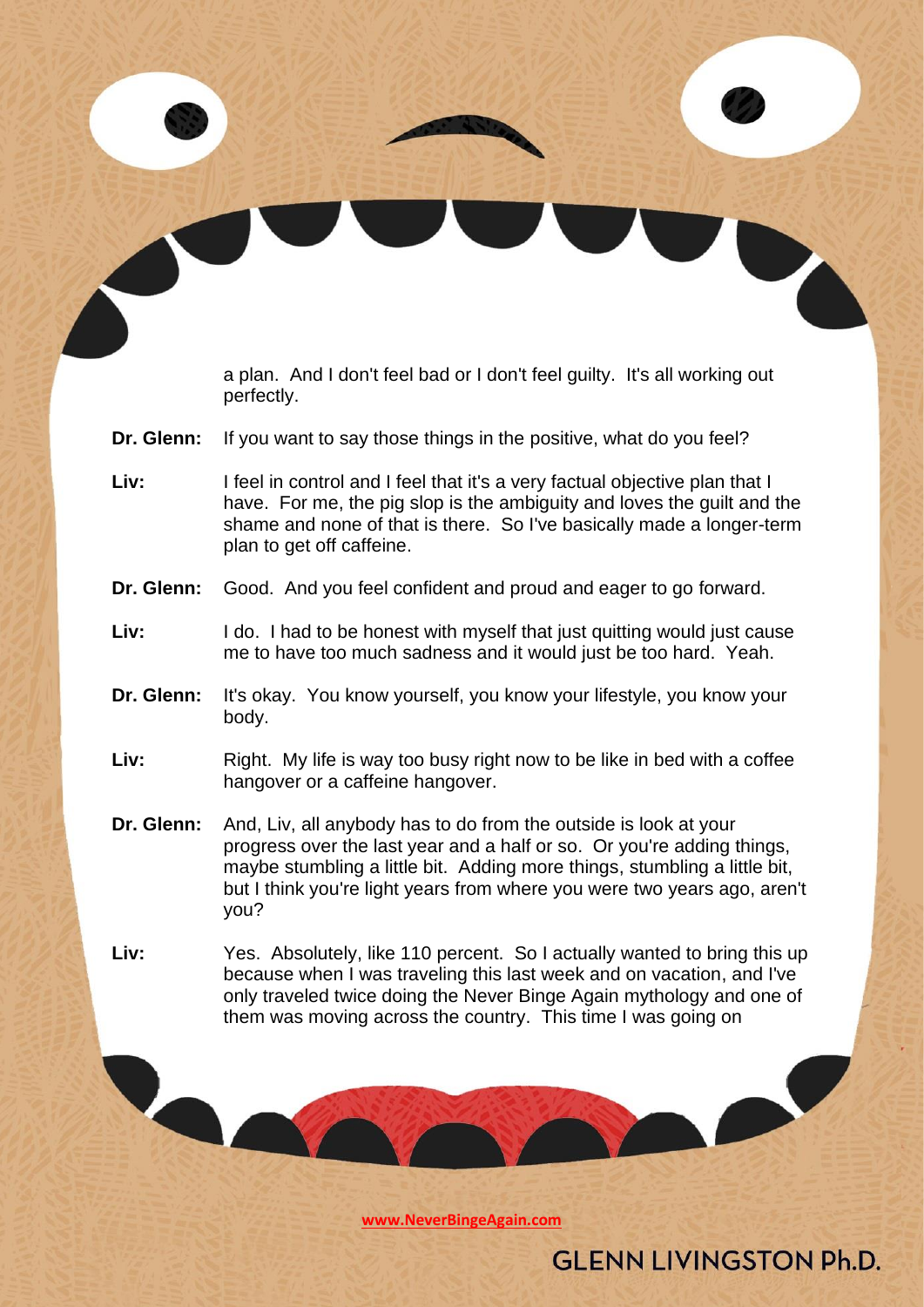a plan. And I don't feel bad or I don't feel guilty. It's all working out perfectly.

**Dr. Glenn:** If you want to say those things in the positive, what do you feel?

**Liv:** I feel in control and I feel that it's a very factual objective plan that I have. For me, the pig slop is the ambiguity and loves the guilt and the shame and none of that is there. So I've basically made a longer-term plan to get off caffeine.

**Dr. Glenn:** Good. And you feel confident and proud and eager to go forward.

**Liv:** I do. I had to be honest with myself that just quitting would just cause me to have too much sadness and it would just be too hard. Yeah.

**Dr. Glenn:** It's okay. You know yourself, you know your lifestyle, you know your body.

**Liv:** Right. My life is way too busy right now to be like in bed with a coffee hangover or a caffeine hangover.

**Dr. Glenn:** And, Liv, all anybody has to do from the outside is look at your progress over the last year and a half or so. Or you're adding things, maybe stumbling a little bit. Adding more things, stumbling a little bit, but I think you're light years from where you were two years ago, aren't you?

**Liv:** Yes. Absolutely, like 110 percent. So I actually wanted to bring this up because when I was traveling this last week and on vacation, and I've only traveled twice doing the Never Binge Again mythology and one of them was moving across the country. This time I was going on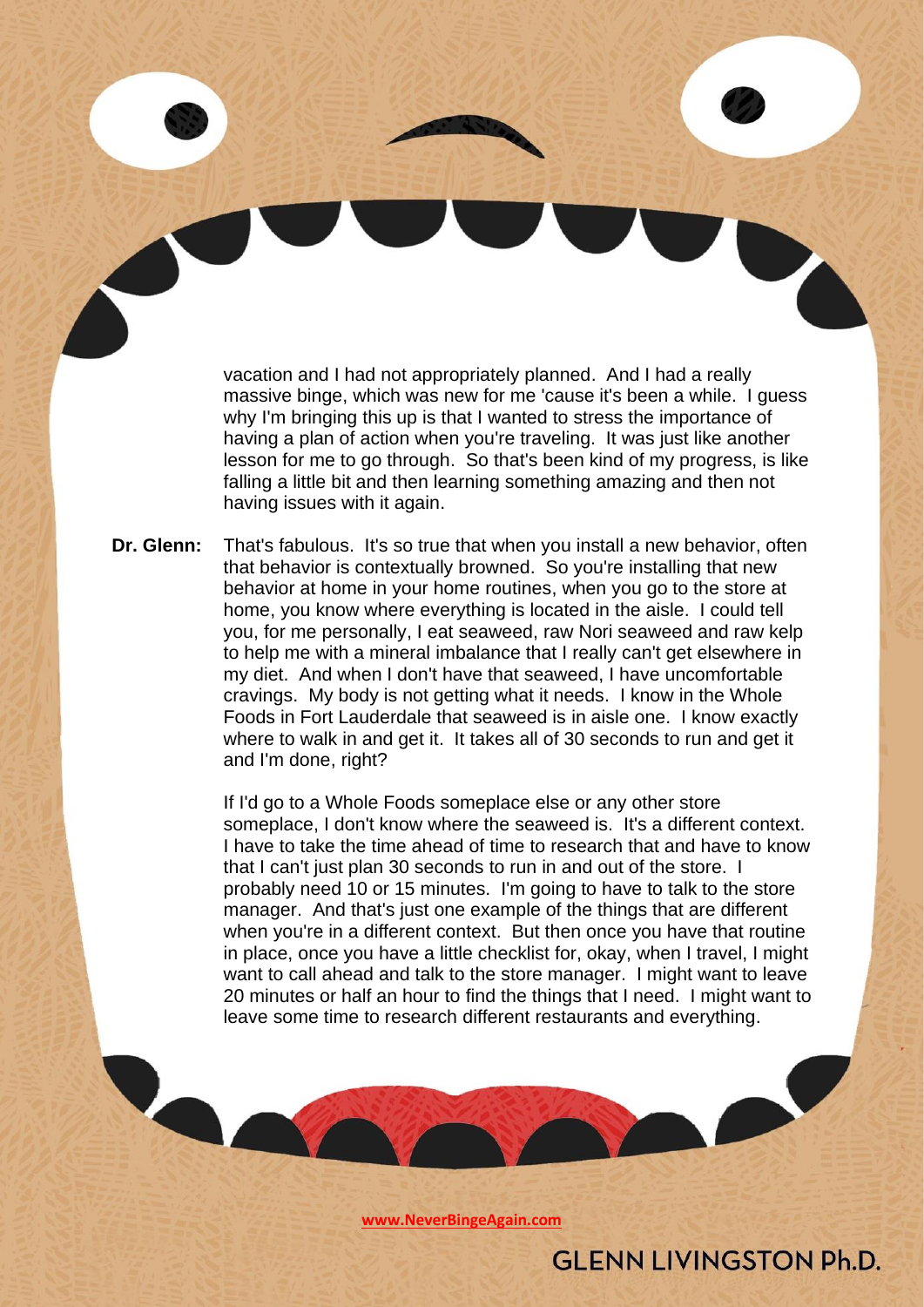vacation and I had not appropriately planned. And I had a really massive binge, which was new for me 'cause it's been a while. I guess why I'm bringing this up is that I wanted to stress the importance of having a plan of action when you're traveling. It was just like another lesson for me to go through. So that's been kind of my progress, is like falling a little bit and then learning something amazing and then not having issues with it again.

**Dr. Glenn:** That's fabulous. It's so true that when you install a new behavior, often that behavior is contextually browned. So you're installing that new behavior at home in your home routines, when you go to the store at home, you know where everything is located in the aisle. I could tell you, for me personally, I eat seaweed, raw Nori seaweed and raw kelp to help me with a mineral imbalance that I really can't get elsewhere in my diet. And when I don't have that seaweed, I have uncomfortable cravings. My body is not getting what it needs. I know in the Whole Foods in Fort Lauderdale that seaweed is in aisle one. I know exactly where to walk in and get it. It takes all of 30 seconds to run and get it and I'm done, right?

If I'd go to a Whole Foods someplace else or any other store someplace, I don't know where the seaweed is. It's a different context. I have to take the time ahead of time to research that and have to know that I can't just plan 30 seconds to run in and out of the store. I probably need 10 or 15 minutes. I'm going to have to talk to the store manager. And that's just one example of the things that are different when you're in a different context. But then once you have that routine in place, once you have a little checklist for, okay, when I travel, I might want to call ahead and talk to the store manager. I might want to leave 20 minutes or half an hour to find the things that I need. I might want to leave some time to research different restaurants and everything.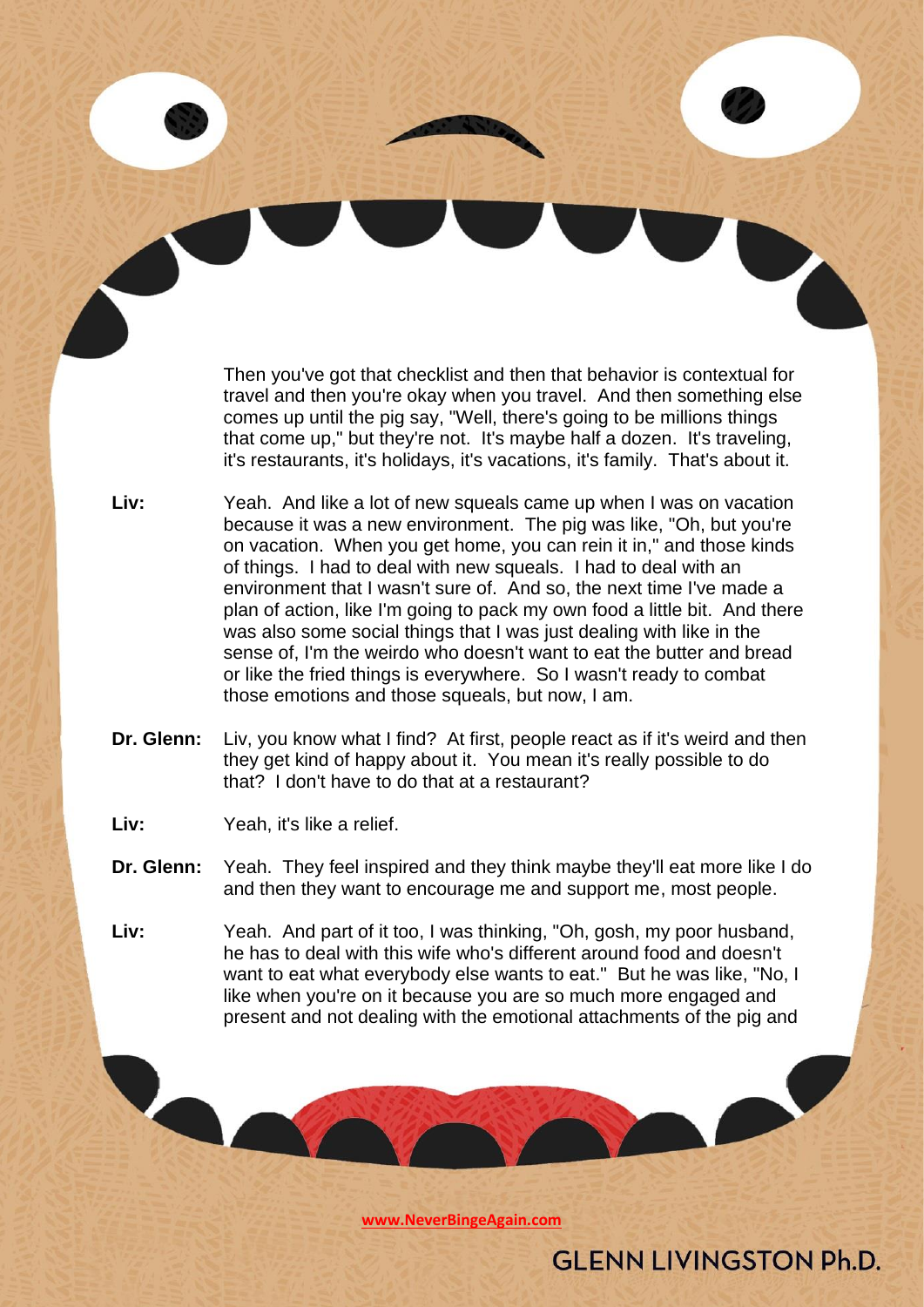Then you've got that checklist and then that behavior is contextual for travel and then you're okay when you travel. And then something else comes up until the pig say, "Well, there's going to be millions things that come up," but they're not. It's maybe half a dozen. It's traveling, it's restaurants, it's holidays, it's vacations, it's family. That's about it.

**Liv:** Yeah. And like a lot of new squeals came up when I was on vacation because it was a new environment. The pig was like, "Oh, but you're on vacation. When you get home, you can rein it in," and those kinds of things. I had to deal with new squeals. I had to deal with an environment that I wasn't sure of. And so, the next time I've made a plan of action, like I'm going to pack my own food a little bit. And there was also some social things that I was just dealing with like in the sense of, I'm the weirdo who doesn't want to eat the butter and bread or like the fried things is everywhere. So I wasn't ready to combat those emotions and those squeals, but now, I am.

**Dr. Glenn:** Liv, you know what I find? At first, people react as if it's weird and then they get kind of happy about it. You mean it's really possible to do that? I don't have to do that at a restaurant?

**Liv:** Yeah, it's like a relief.

**Dr. Glenn:** Yeah. They feel inspired and they think maybe they'll eat more like I do and then they want to encourage me and support me, most people.

**Liv:** Yeah. And part of it too, I was thinking, "Oh, gosh, my poor husband, he has to deal with this wife who's different around food and doesn't want to eat what everybody else wants to eat." But he was like, "No, I like when you're on it because you are so much more engaged and present and not dealing with the emotional attachments of the pig and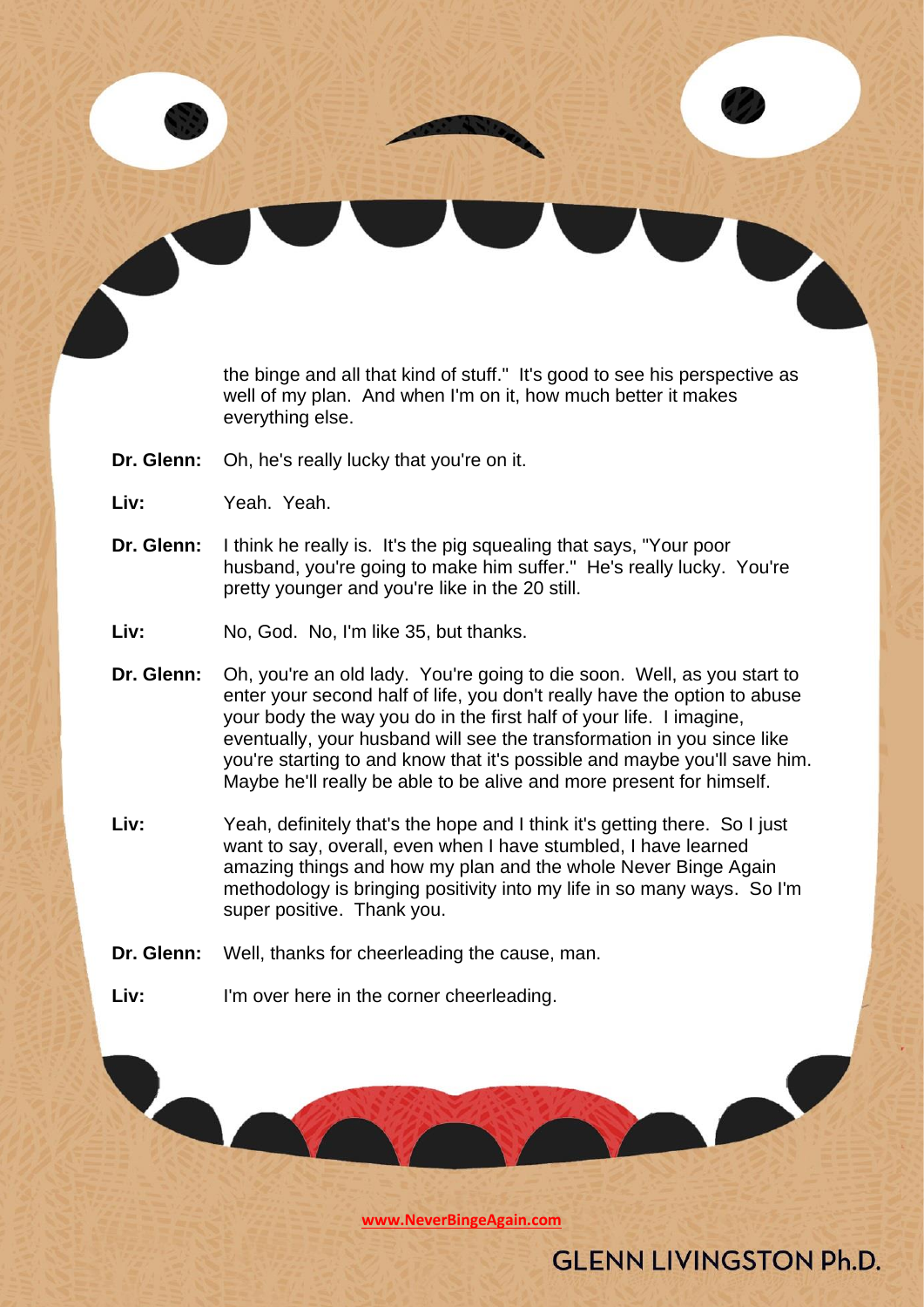the binge and all that kind of stuff." It's good to see his perspective as well of my plan. And when I'm on it, how much better it makes everything else.

**Dr. Glenn:** Oh, he's really lucky that you're on it.

**Liv:** Yeah. Yeah.

**Dr. Glenn:** I think he really is. It's the pig squealing that says, "Your poor husband, you're going to make him suffer." He's really lucky. You're pretty younger and you're like in the 20 still.

**Liv:** No, God. No, I'm like 35, but thanks.

**Dr. Glenn:** Oh, you're an old lady. You're going to die soon. Well, as you start to enter your second half of life, you don't really have the option to abuse your body the way you do in the first half of your life. I imagine, eventually, your husband will see the transformation in you since like you're starting to and know that it's possible and maybe you'll save him. Maybe he'll really be able to be alive and more present for himself.

**Liv:** Yeah, definitely that's the hope and I think it's getting there. So I just want to say, overall, even when I have stumbled, I have learned amazing things and how my plan and the whole Never Binge Again methodology is bringing positivity into my life in so many ways. So I'm super positive. Thank you.

**Dr. Glenn:** Well, thanks for cheerleading the cause, man.

**Liv:** I'm over here in the corner cheerleading.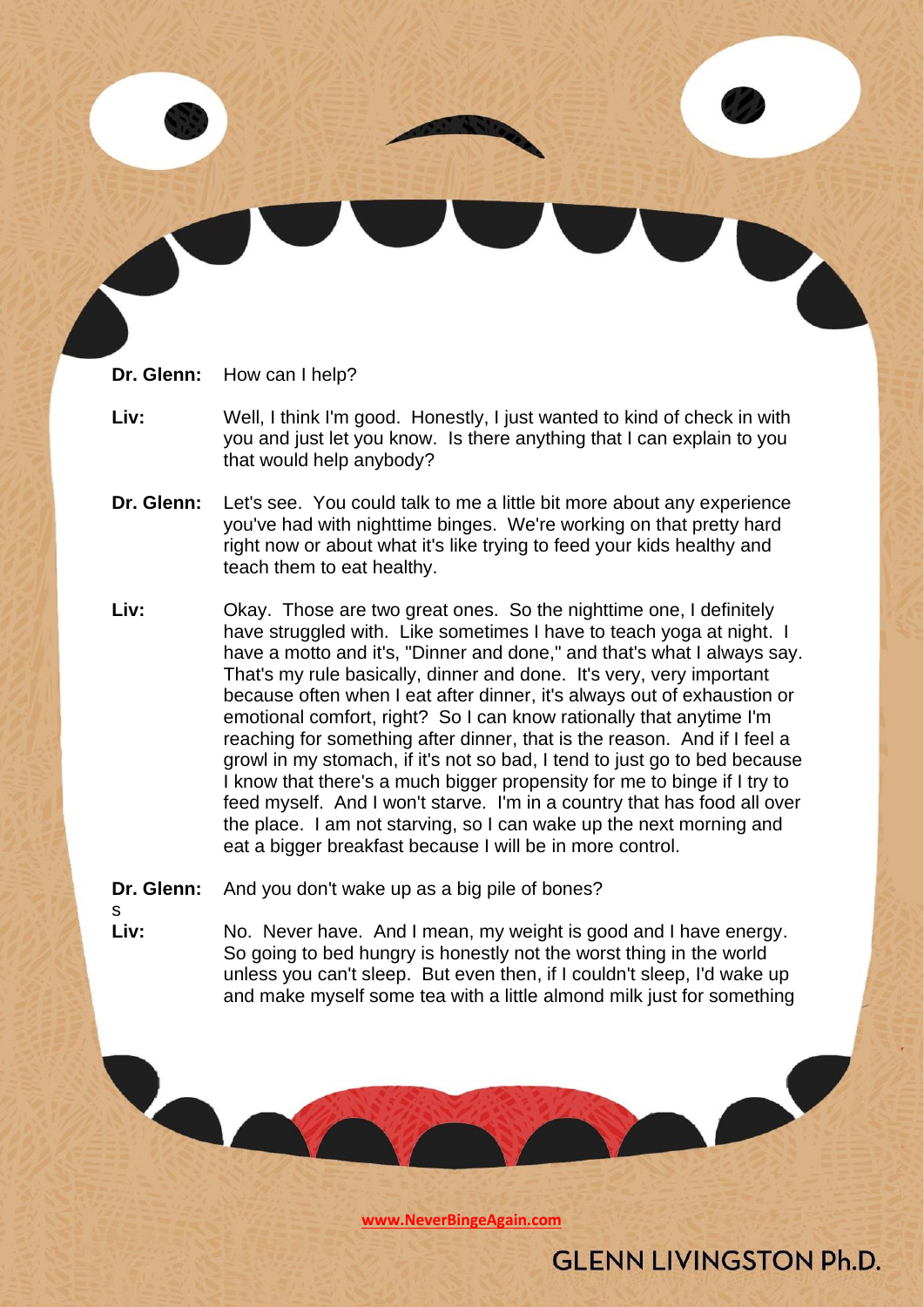**Dr. Glenn:** How can I help?

**Liv:** Well, I think I'm good. Honestly, I just wanted to kind of check in with you and just let you know. Is there anything that I can explain to you that would help anybody?

**Dr. Glenn:** Let's see. You could talk to me a little bit more about any experience you've had with nighttime binges. We're working on that pretty hard right now or about what it's like trying to feed your kids healthy and teach them to eat healthy.

**Liv:** Okay. Those are two great ones. So the nighttime one, I definitely have struggled with. Like sometimes I have to teach yoga at night. I have a motto and it's, "Dinner and done," and that's what I always say. That's my rule basically, dinner and done. It's very, very important because often when I eat after dinner, it's always out of exhaustion or emotional comfort, right? So I can know rationally that anytime I'm reaching for something after dinner, that is the reason. And if I feel a growl in my stomach, if it's not so bad, I tend to just go to bed because I know that there's a much bigger propensity for me to binge if I try to feed myself. And I won't starve. I'm in a country that has food all over the place. I am not starving, so I can wake up the next morning and eat a bigger breakfast because I will be in more control.

**Dr. Glenn:** And you don't wake up as a big pile of bones?

**Liv:** No. Never have. And I mean, my weight is good and I have energy. So going to bed hungry is honestly not the worst thing in the world unless you can't sleep. But even then, if I couldn't sleep, I'd wake up and make myself some tea with a little almond milk just for something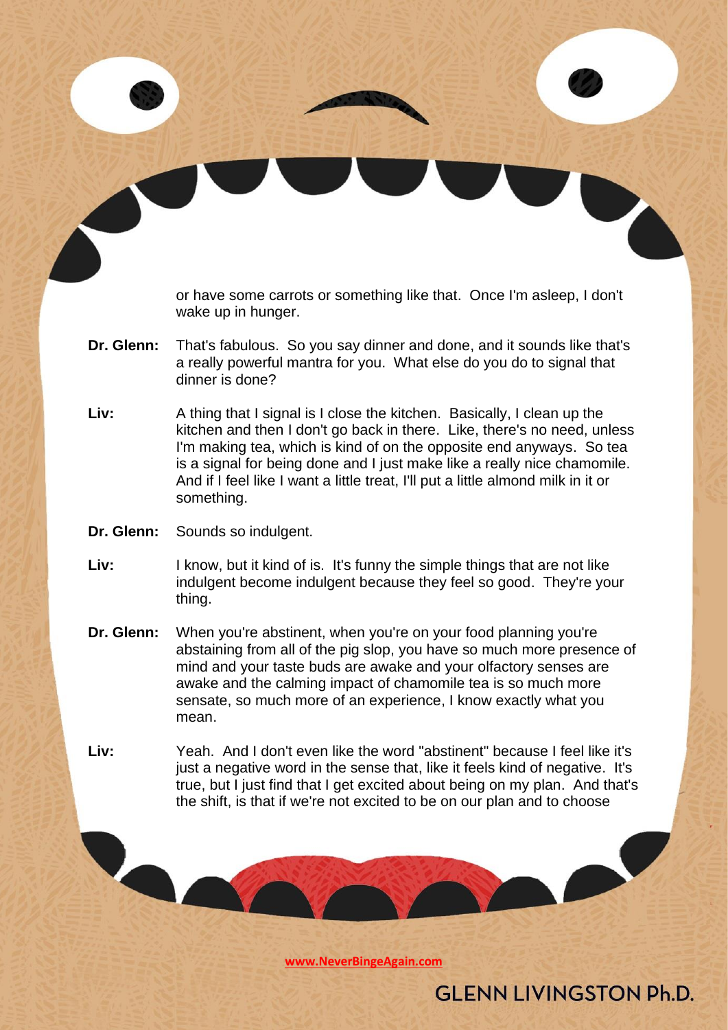or have some carrots or something like that. Once I'm asleep, I don't wake up in hunger.

**Dr. Glenn:** That's fabulous. So you say dinner and done, and it sounds like that's a really powerful mantra for you. What else do you do to signal that dinner is done?

**Liv:** A thing that I signal is I close the kitchen. Basically, I clean up the kitchen and then I don't go back in there. Like, there's no need, unless I'm making tea, which is kind of on the opposite end anyways. So tea is a signal for being done and I just make like a really nice chamomile. And if I feel like I want a little treat, I'll put a little almond milk in it or something.

**Dr. Glenn:** Sounds so indulgent.

**Liv:** I know, but it kind of is. It's funny the simple things that are not like indulgent become indulgent because they feel so good. They're your thing.

**Dr. Glenn:** When you're abstinent, when you're on your food planning you're abstaining from all of the pig slop, you have so much more presence of mind and your taste buds are awake and your olfactory senses are awake and the calming impact of chamomile tea is so much more sensate, so much more of an experience, I know exactly what you mean.

**Liv:** Yeah. And I don't even like the word "abstinent" because I feel like it's just a negative word in the sense that, like it feels kind of negative. It's true, but I just find that I get excited about being on my plan. And that's the shift, is that if we're not excited to be on our plan and to choose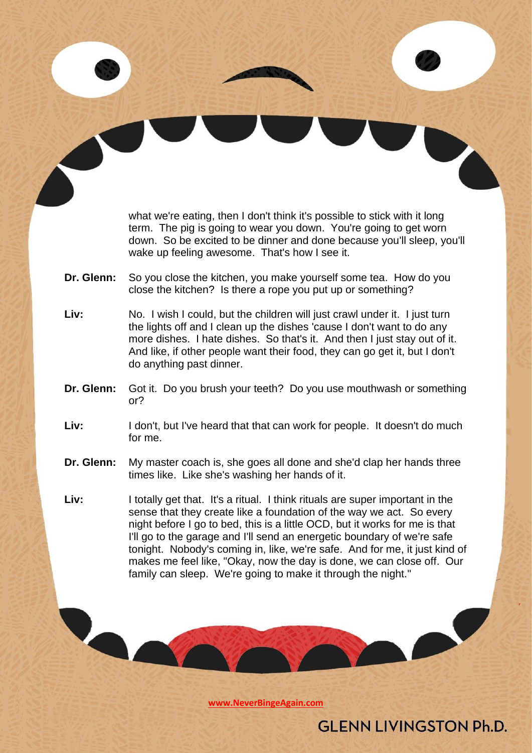what we're eating, then I don't think it's possible to stick with it long term. The pig is going to wear you down. You're going to get worn down. So be excited to be dinner and done because you'll sleep, you'll wake up feeling awesome. That's how I see it.

**Dr. Glenn:** So you close the kitchen, you make yourself some tea. How do you close the kitchen? Is there a rope you put up or something?

**Liv:** No. I wish I could, but the children will just crawl under it. I just turn the lights off and I clean up the dishes 'cause I don't want to do any more dishes. I hate dishes. So that's it. And then I just stay out of it. And like, if other people want their food, they can go get it, but I don't do anything past dinner.

**Dr. Glenn:** Got it. Do you brush your teeth? Do you use mouthwash or something or?

**Liv:** I don't, but I've heard that that can work for people. It doesn't do much for me.

**Dr. Glenn:** My master coach is, she goes all done and she'd clap her hands three times like. Like she's washing her hands of it.

**Liv:** I totally get that. It's a ritual. I think rituals are super important in the sense that they create like a foundation of the way we act. So every night before I go to bed, this is a little OCD, but it works for me is that I'll go to the garage and I'll send an energetic boundary of we're safe tonight. Nobody's coming in, like, we're safe. And for me, it just kind of makes me feel like, "Okay, now the day is done, we can close off. Our family can sleep. We're going to make it through the night."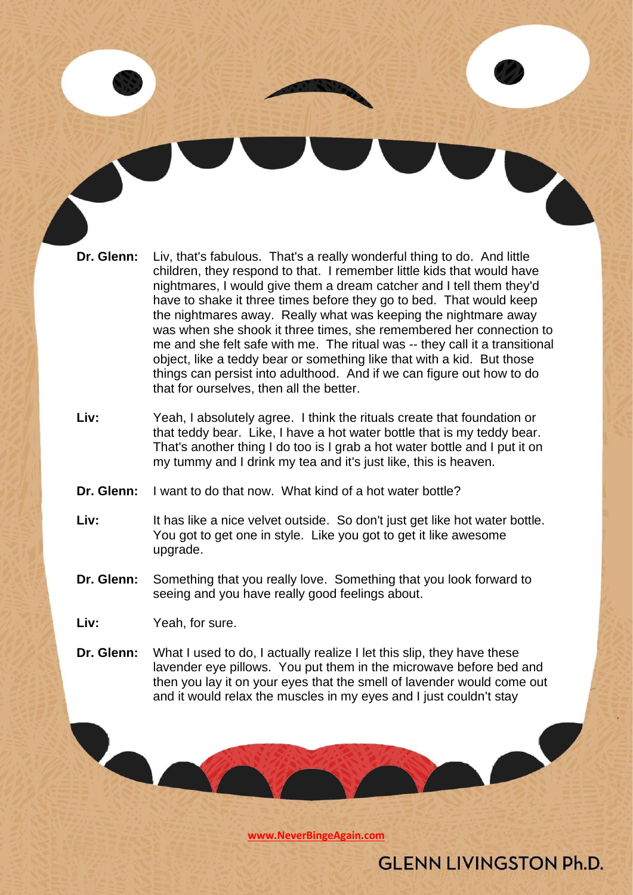**Dr. Glenn:** Liv, that's fabulous. That's a really wonderful thing to do. And little children, they respond to that. I remember little kids that would have nightmares, I would give them a dream catcher and I tell them they'd have to shake it three times before they go to bed. That would keep the nightmares away. Really what was keeping the nightmare away was when she shook it three times, she remembered her connection to me and she felt safe with me. The ritual was -- they call it a transitional object, like a teddy bear or something like that with a kid. But those things can persist into adulthood. And if we can figure out how to do that for ourselves, then all the better.

**Liv:** Yeah, I absolutely agree. I think the rituals create that foundation or that teddy bear. Like, I have a hot water bottle that is my teddy bear. That's another thing I do too is I grab a hot water bottle and I put it on my tummy and I drink my tea and it's just like, this is heaven.

**Dr. Glenn:** I want to do that now. What kind of a hot water bottle?

**Liv:** It has like a nice velvet outside. So don't just get like hot water bottle. You got to get one in style. Like you got to get it like awesome upgrade.

**Dr. Glenn:** Something that you really love. Something that you look forward to seeing and you have really good feelings about.

**Liv:** Yeah, for sure.

**Dr. Glenn:** What I used to do, I actually realize I let this slip, they have these lavender eye pillows. You put them in the microwave before bed and then you lay it on your eyes that the smell of lavender would come out and it would relax the muscles in my eyes and I just couldn't stay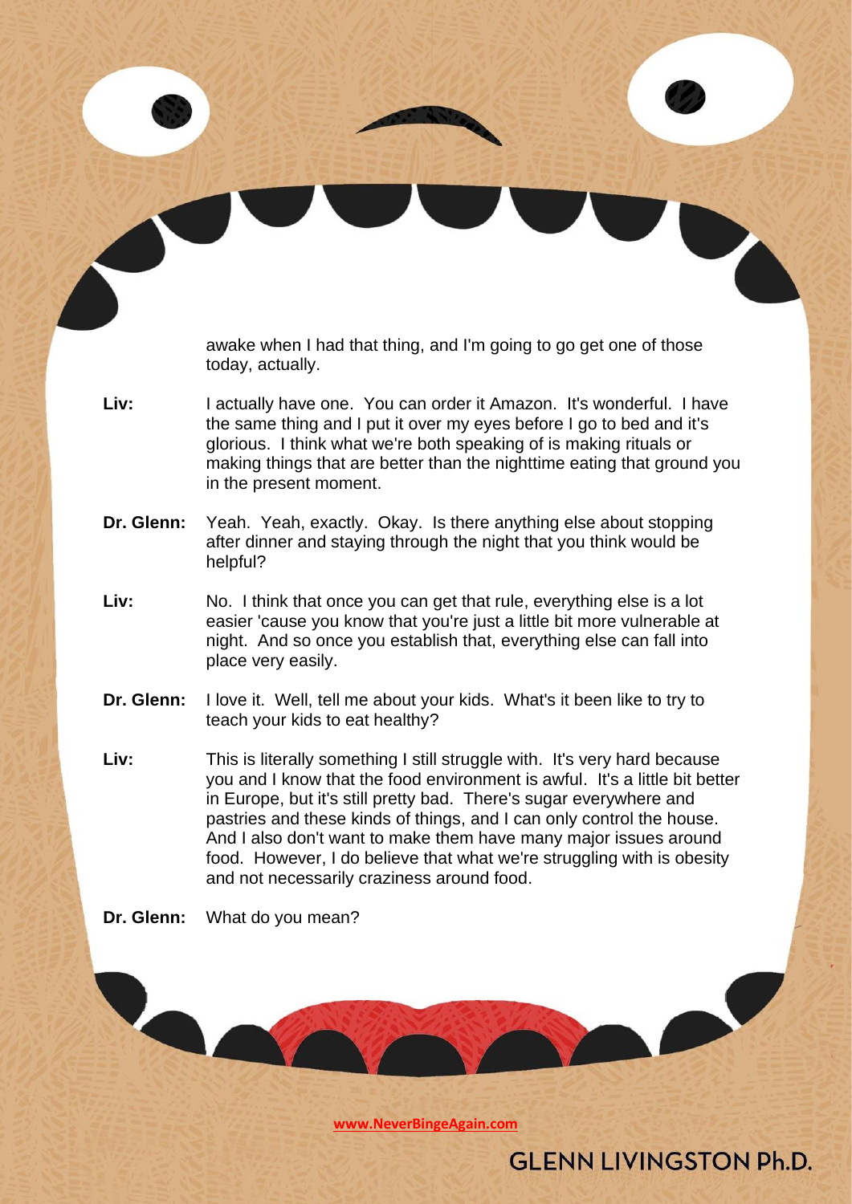awake when I had that thing, and I'm going to go get one of those today, actually.

**Liv:** I actually have one. You can order it Amazon. It's wonderful. I have the same thing and I put it over my eyes before I go to bed and it's glorious. I think what we're both speaking of is making rituals or making things that are better than the nighttime eating that ground you in the present moment.

**Dr. Glenn:** Yeah. Yeah, exactly. Okay. Is there anything else about stopping after dinner and staying through the night that you think would be helpful?

**Liv:** No. I think that once you can get that rule, everything else is a lot easier 'cause you know that you're just a little bit more vulnerable at night. And so once you establish that, everything else can fall into place very easily.

**Dr. Glenn:** I love it. Well, tell me about your kids. What's it been like to try to teach your kids to eat healthy?

**Liv:** This is literally something I still struggle with. It's very hard because you and I know that the food environment is awful. It's a little bit better in Europe, but it's still pretty bad. There's sugar everywhere and pastries and these kinds of things, and I can only control the house. And I also don't want to make them have many major issues around food. However, I do believe that what we're struggling with is obesity and not necessarily craziness around food.

**Dr. Glenn:** What do you mean?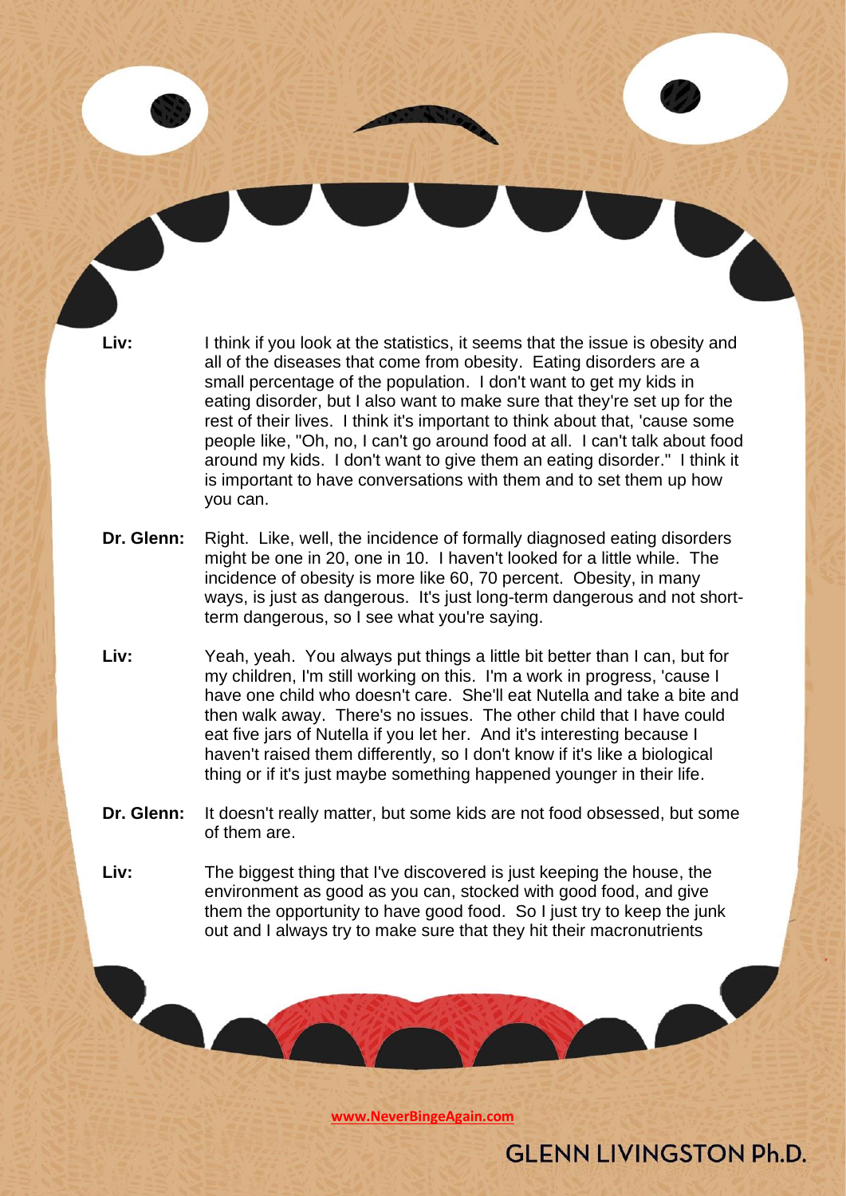**Liv:** I think if you look at the statistics, it seems that the issue is obesity and all of the diseases that come from obesity. Eating disorders are a small percentage of the population. I don't want to get my kids in eating disorder, but I also want to make sure that they're set up for the rest of their lives. I think it's important to think about that, 'cause some people like, "Oh, no, I can't go around food at all. I can't talk about food around my kids. I don't want to give them an eating disorder." I think it is important to have conversations with them and to set them up how you can.

**Dr. Glenn:** Right. Like, well, the incidence of formally diagnosed eating disorders might be one in 20, one in 10. I haven't looked for a little while. The incidence of obesity is more like 60, 70 percent. Obesity, in many ways, is just as dangerous. It's just long-term dangerous and not short-term dangerous, so I see what you're saying.

**Liv:** Yeah, yeah. You always put things a little bit better than I can, but for my children, I'm still working on this. I'm a work in progress, 'cause I have one child who doesn't care. She'll eat Nutella and take a bite and then walk away. There's no issues. The other child that I have could eat five jars of Nutella if you let her. And it's interesting because I haven't raised them differently, so I don't know if it's like a biological thing or if it's just maybe something happened younger in their life.

**Dr. Glenn:** It doesn't really matter, but some kids are not food obsessed, but some of them are.

**Liv:** The biggest thing that I've discovered is just keeping the house, the environment as good as you can, stocked with good food, and give them the opportunity to have good food. So I just try to keep the junk out and I always try to make sure that they hit their macronutrients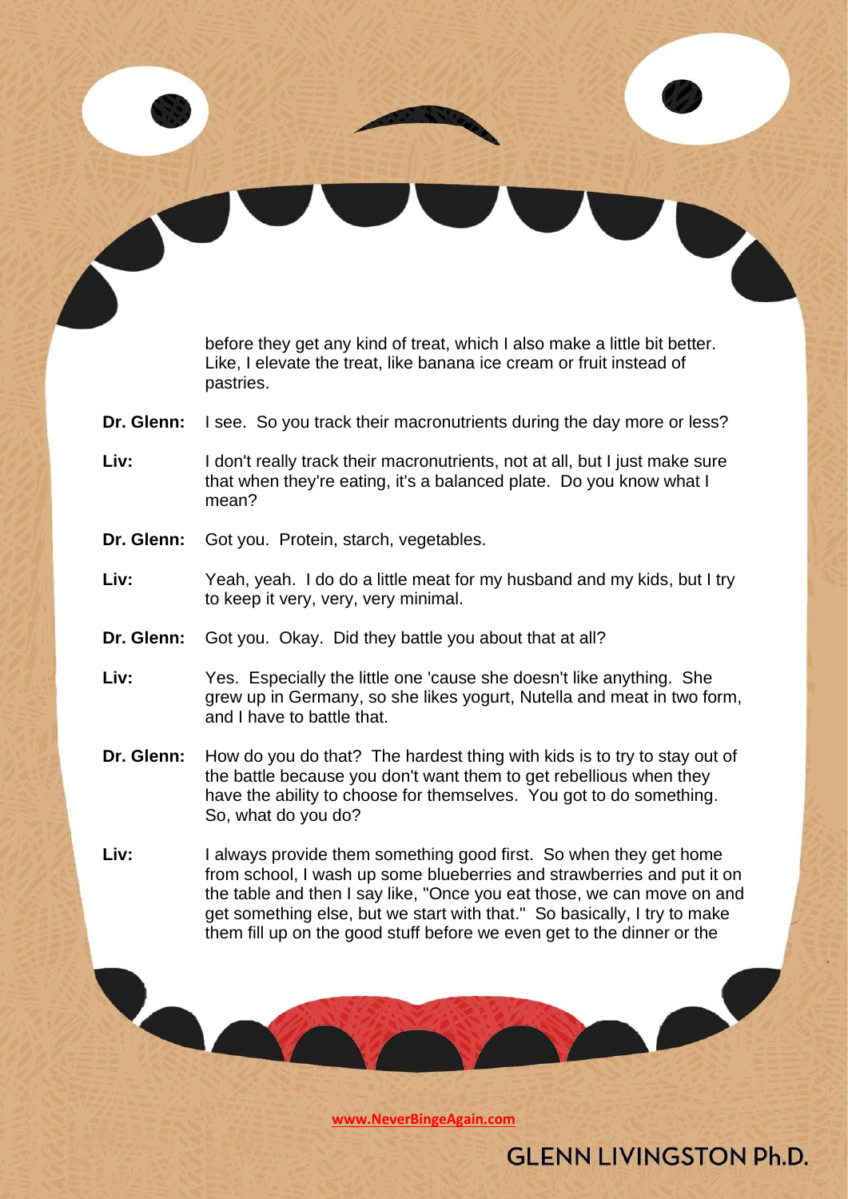before they get any kind of treat, which I also make a little bit better. Like, I elevate the treat, like banana ice cream or fruit instead of pastries.

**Dr. Glenn:** I see. So you track their macronutrients during the day more or less?

**Liv:** I don't really track their macronutrients, not at all, but I just make sure that when they're eating, it's a balanced plate. Do you know what I mean?

**Dr. Glenn:** Got you. Protein, starch, vegetables.

**Liv:** Yeah, yeah. I do do a little meat for my husband and my kids, but I try to keep it very, very, very minimal.

**Dr. Glenn:** Got you. Okay. Did they battle you about that at all?

**Liv:** Yes. Especially the little one 'cause she doesn't like anything. She grew up in Germany, so she likes yogurt, Nutella and meat in two form, and I have to battle that.

**Dr. Glenn:** How do you do that? The hardest thing with kids is to try to stay out of the battle because you don't want them to get rebellious when they have the ability to choose for themselves. You got to do something. So, what do you do?

**Liv:** I always provide them something good first. So when they get home from school, I wash up some blueberries and strawberries and put it on the table and then I say like, "Once you eat those, we can move on and get something else, but we start with that." So basically, I try to make them fill up on the good stuff before we even get to the dinner or the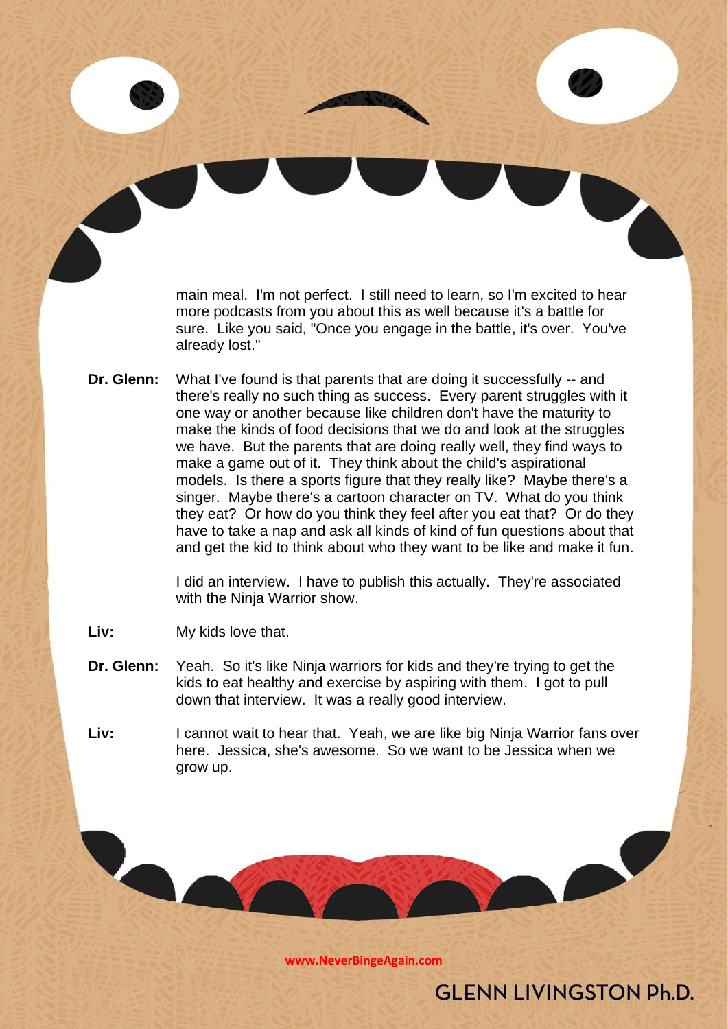main meal. I'm not perfect. I still need to learn, so I'm excited to hear more podcasts from you about this as well because it's a battle for sure. Like you said, "Once you engage in the battle, it's over. You've already lost."

**Dr. Glenn:** What I've found is that parents that are doing it successfully -- and there's really no such thing as success. Every parent struggles with it one way or another because like children don't have the maturity to make the kinds of food decisions that we do and look at the struggles we have. But the parents that are doing really well, they find ways to make a game out of it. They think about the child's aspirational models. Is there a sports figure that they really like? Maybe there's a singer. Maybe there's a cartoon character on TV. What do you think they eat? Or how do you think they feel after you eat that? Or do they have to take a nap and ask all kinds of kind of fun questions about that and get the kid to think about who they want to be like and make it fun.

I did an interview. I have to publish this actually. They're associated with the Ninja Warrior show.

**Liv:** My kids love that.

**Dr. Glenn:** Yeah. So it's like Ninja warriors for kids and they're trying to get the kids to eat healthy and exercise by aspiring with them. I got to pull down that interview. It was a really good interview.

**Liv:** I cannot wait to hear that. Yeah, we are like big Ninja Warrior fans over here. Jessica, she's awesome. So we want to be Jessica when we grow up.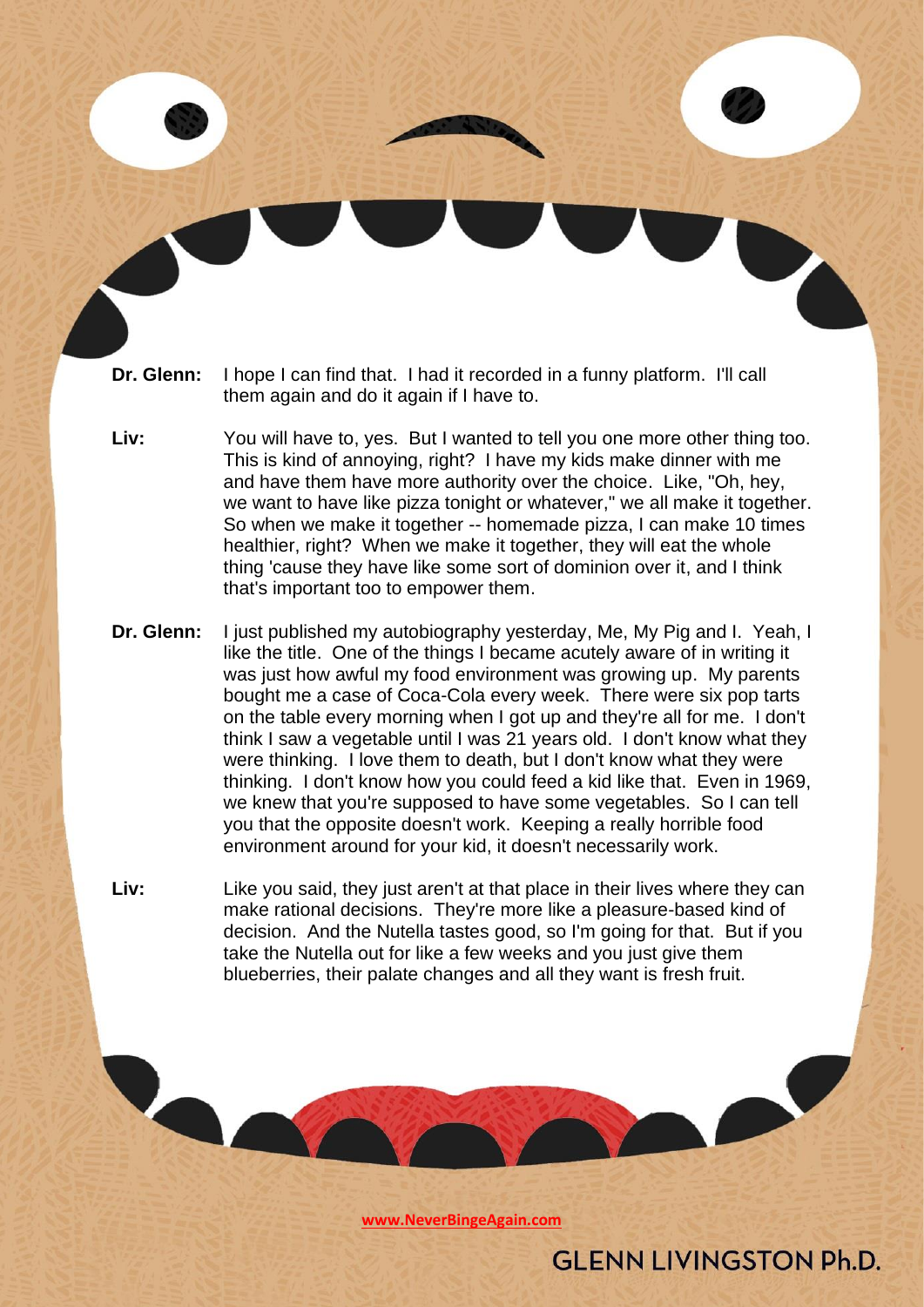**Dr. Glenn:** I hope I can find that. I had it recorded in a funny platform. I'll call them again and do it again if I have to.

**Liv:** You will have to, yes. But I wanted to tell you one more other thing too. This is kind of annoying, right? I have my kids make dinner with me and have them have more authority over the choice. Like, "Oh, hey, we want to have like pizza tonight or whatever," we all make it together. So when we make it together -- homemade pizza, I can make 10 times healthier, right? When we make it together, they will eat the whole thing 'cause they have like some sort of dominion over it, and I think that's important too to empower them.

**Dr. Glenn:** I just published my autobiography yesterday, Me, My Pig and I. Yeah, I like the title. One of the things I became acutely aware of in writing it was just how awful my food environment was growing up. My parents bought me a case of Coca-Cola every week. There were six pop tarts on the table every morning when I got up and they're all for me. I don't think I saw a vegetable until I was 21 years old. I don't know what they were thinking. I love them to death, but I don't know what they were thinking. I don't know how you could feed a kid like that. Even in 1969, we knew that you're supposed to have some vegetables. So I can tell you that the opposite doesn't work. Keeping a really horrible food environment around for your kid, it doesn't necessarily work.

**Liv:** Like you said, they just aren't at that place in their lives where they can make rational decisions. They're more like a pleasure-based kind of decision. And the Nutella tastes good, so I'm going for that. But if you take the Nutella out for like a few weeks and you just give them blueberries, their palate changes and all they want is fresh fruit.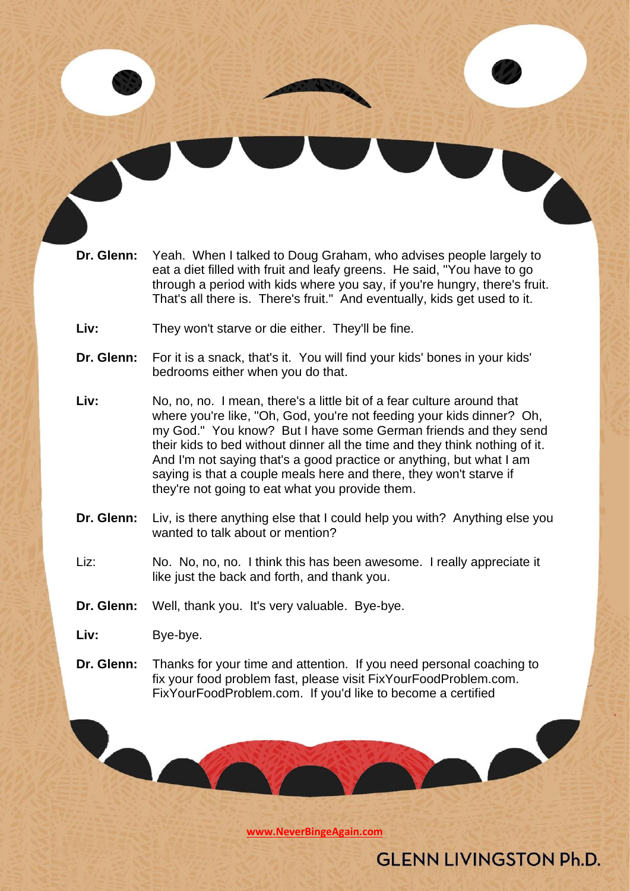**Dr. Glenn:** Yeah. When I talked to Doug Graham, who advises people largely to eat a diet filled with fruit and leafy greens. He said, "You have to go through a period with kids where you say, if you're hungry, there's fruit. That's all there is. There's fruit." And eventually, kids get used to it.

**Liv:** They won't starve or die either. They'll be fine.

**Dr. Glenn:** For it is a snack, that's it. You will find your kids' bones in your kids' bedrooms either when you do that.

**Liv:** No, no, no. I mean, there's a little bit of a fear culture around that where you're like, "Oh, God, you're not feeding your kids dinner? Oh, my God." You know? But I have some German friends and they send their kids to bed without dinner all the time and they think nothing of it. And I'm not saying that's a good practice or anything, but what I am saying is that a couple meals here and there, they won't starve if they're not going to eat what you provide them.

**Dr. Glenn:** Liv, is there anything else that I could help you with? Anything else you wanted to talk about or mention?

Liz: No. No, no, no. I think this has been awesome. I really appreciate it like just the back and forth, and thank you.

**Dr. Glenn:** Well, thank you. It's very valuable. Bye-bye.

**Liv:** Bye-bye.

**Dr. Glenn:** Thanks for your time and attention. If you need personal coaching to fix your food problem fast, please visit FixYourFoodProblem.com. FixYourFoodProblem.com. If you'd like to become a certified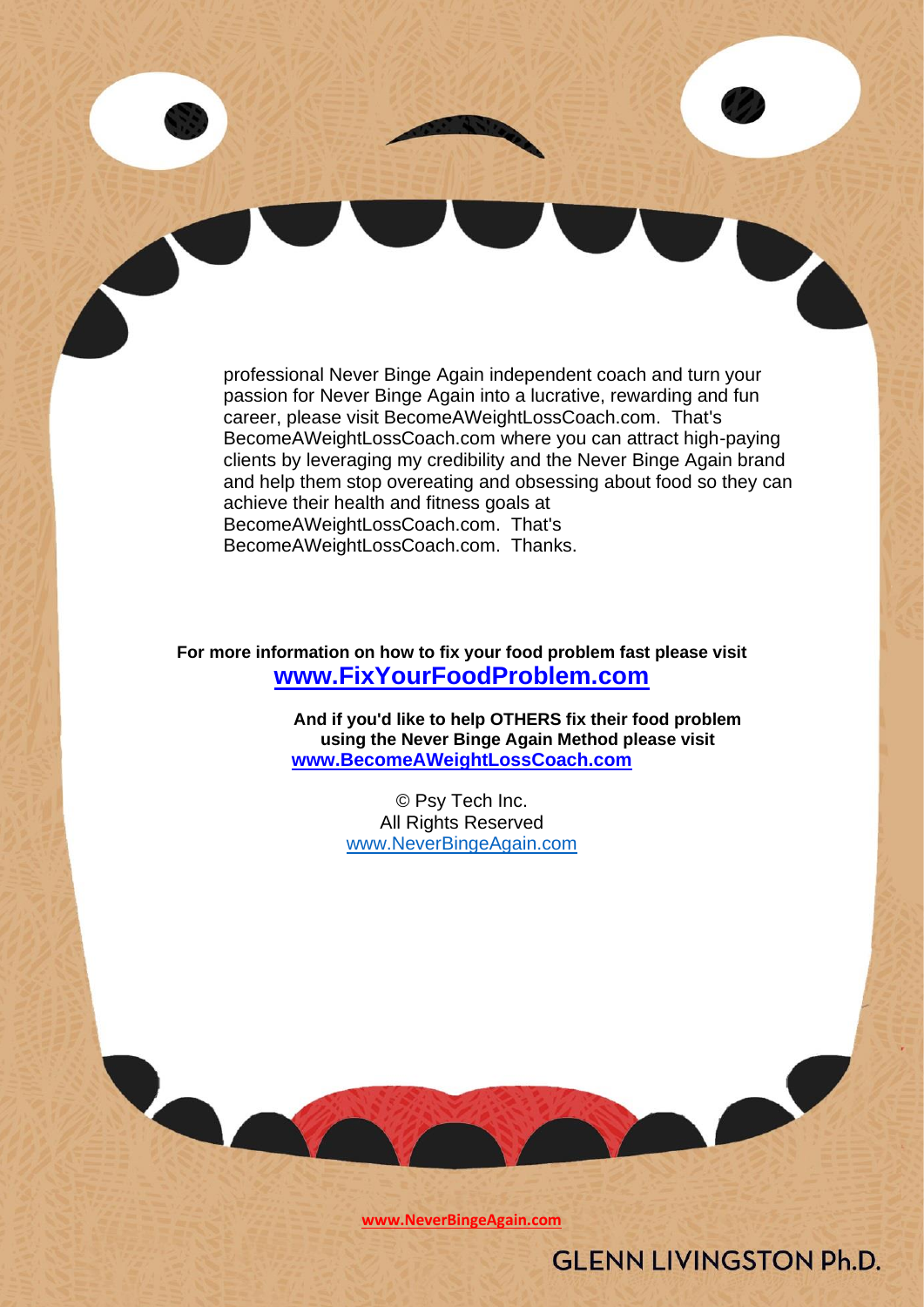professional Never Binge Again independent coach and turn your passion for Never Binge Again into a lucrative, rewarding and fun career, please visit BecomeAWeightLossCoach.com. That's BecomeAWeightLossCoach.com where you can attract high-paying clients by leveraging my credibility and the Never Binge Again brand and help them stop overeating and obsessing about food so they can achieve their health and fitness goals at BecomeAWeightLossCoach.com. That's BecomeAWeightLossCoach.com. Thanks.

**For more information on how to fix your food problem fast please visit**
**[www.FixYourFoodProblem.com](http://www.FixYourFoodProblem.com)**

**And if you'd like to help OTHERS fix their food problem using the Never Binge Again Method please visit**
**[www.BecomeAWeightLossCoach.com](http://www.BecomeAWeightLossCoach.com)**

© Psy Tech Inc.
All Rights Reserved
[www.NeverBingeAgain.com](http://www.NeverBingeAgain.com)